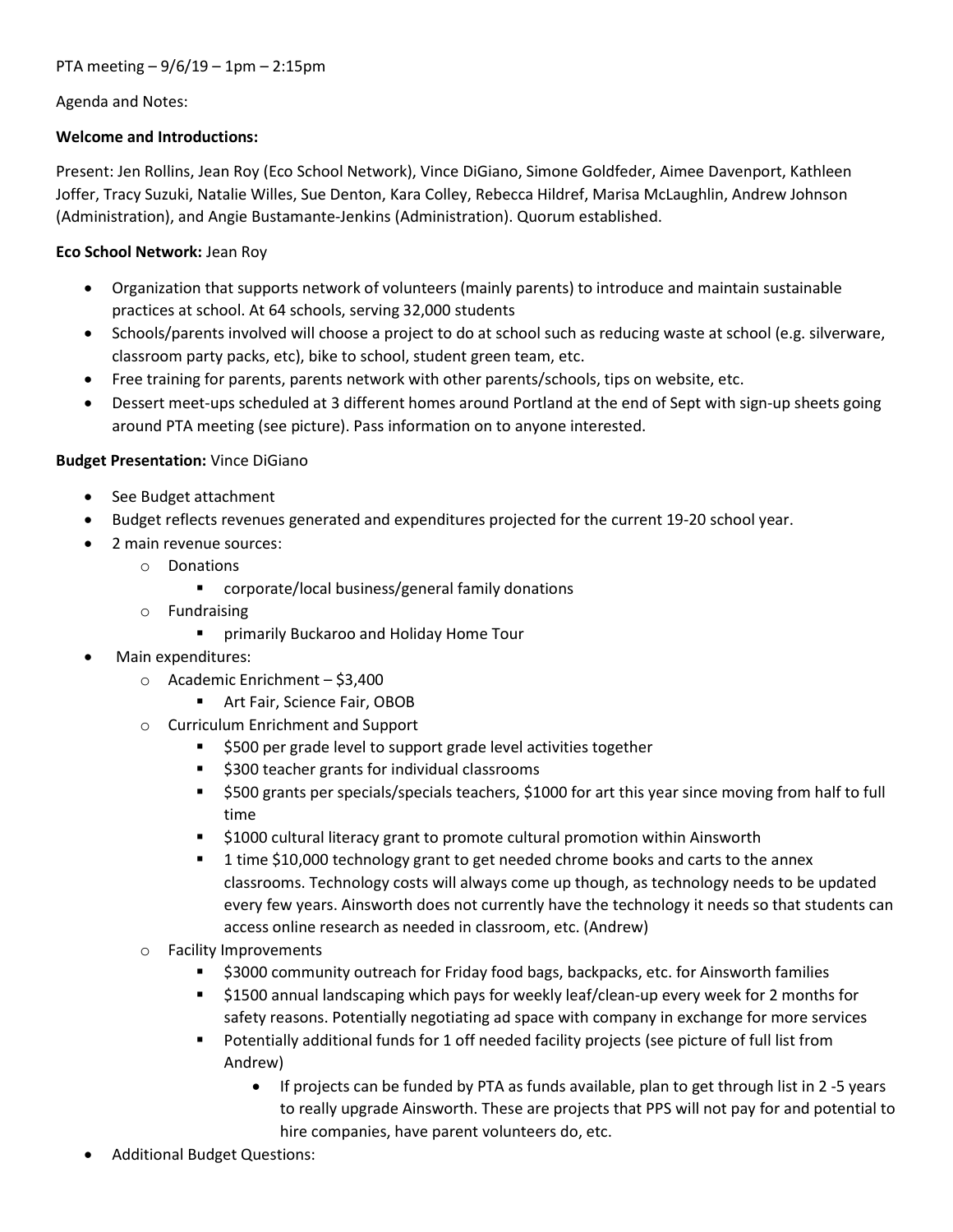PTA meeting – 9/6/19 – 1pm – 2:15pm

Agenda and Notes:

**Welcome and Introductions:**

Present: Jen Rollins, Jean Roy (Eco School Network), Vince DiGiano, Simone Goldfeder, Aimee Davenport, Kathleen Joffer, Tracy Suzuki, Natalie Willes, Sue Denton, Kara Colley, Rebecca Hildref, Marisa McLaughlin, Andrew Johnson (Administration), and Angie Bustamante-Jenkins (Administration). Quorum established.

**Eco School Network:** Jean Roy

- Organization that supports network of volunteers (mainly parents) to introduce and maintain sustainable practices at school. At 64 schools, serving 32,000 students
- Schools/parents involved will choose a project to do at school such as reducing waste at school (e.g. silverware, classroom party packs, etc), bike to school, student green team, etc.
- Free training for parents, parents network with other parents/schools, tips on website, etc.
- Dessert meet-ups scheduled at 3 different homes around Portland at the end of Sept with sign-up sheets going around PTA meeting (see picture). Pass information on to anyone interested.

**Budget Presentation:** Vince DiGiano

- See Budget attachment
- Budget reflects revenues generated and expenditures projected for the current 19-20 school year.
- 2 main revenue sources:
  - Donations
    - corporate/local business/general family donations
  - Fundraising
    - primarily Buckaroo and Holiday Home Tour
- Main expenditures:
  - Academic Enrichment – $3,400
    - Art Fair, Science Fair, OBOB
  - Curriculum Enrichment and Support
    - $500 per grade level to support grade level activities together
    - $300 teacher grants for individual classrooms
    - $500 grants per specials/specials teachers, $1000 for art this year since moving from half to full time
    - $1000 cultural literacy grant to promote cultural promotion within Ainsworth
    - 1 time $10,000 technology grant to get needed chrome books and carts to the annex classrooms. Technology costs will always come up though, as technology needs to be updated every few years. Ainsworth does not currently have the technology it needs so that students can access online research as needed in classroom, etc. (Andrew)
  - Facility Improvements
    - $3000 community outreach for Friday food bags, backpacks, etc. for Ainsworth families
    - $1500 annual landscaping which pays for weekly leaf/clean-up every week for 2 months for safety reasons. Potentially negotiating ad space with company in exchange for more services
    - Potentially additional funds for 1 off needed facility projects (see picture of full list from Andrew)
      - If projects can be funded by PTA as funds available, plan to get through list in 2 -5 years to really upgrade Ainsworth. These are projects that PPS will not pay for and potential to hire companies, have parent volunteers do, etc.
- Additional Budget Questions: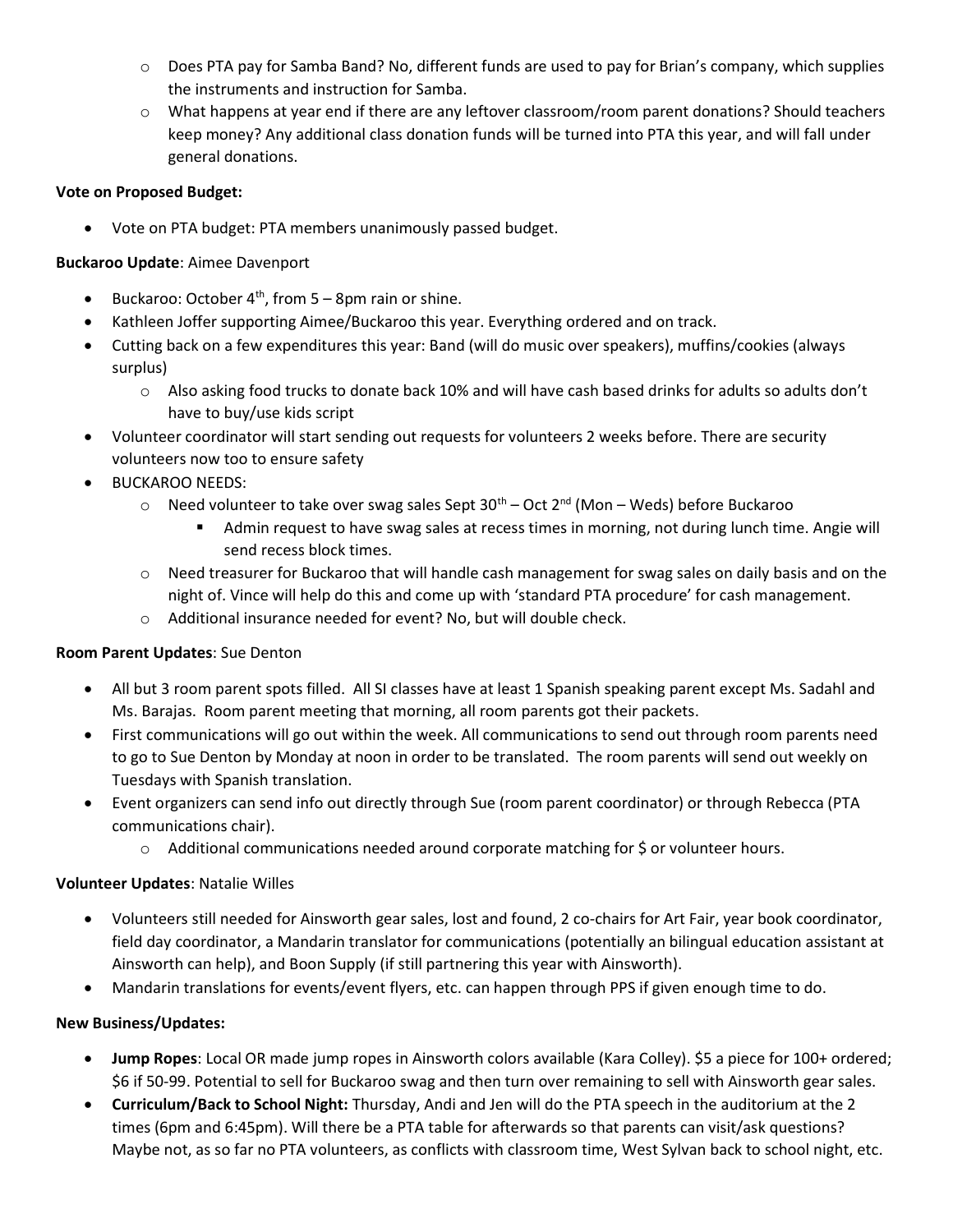- Does PTA pay for Samba Band? No, different funds are used to pay for Brian's company, which supplies the instruments and instruction for Samba.
- What happens at year end if there are any leftover classroom/room parent donations? Should teachers keep money? Any additional class donation funds will be turned into PTA this year, and will fall under general donations.

**Vote on Proposed Budget:**

- Vote on PTA budget: PTA members unanimously passed budget.

**Buckaroo Update**: Aimee Davenport

- Buckaroo: October 4th, from 5 – 8pm rain or shine.
- Kathleen Joffer supporting Aimee/Buckaroo this year. Everything ordered and on track.
- Cutting back on a few expenditures this year: Band (will do music over speakers), muffins/cookies (always surplus)
  - Also asking food trucks to donate back 10% and will have cash based drinks for adults so adults don't have to buy/use kids script
- Volunteer coordinator will start sending out requests for volunteers 2 weeks before. There are security volunteers now too to ensure safety
- BUCKAROO NEEDS:
  - Need volunteer to take over swag sales Sept 30th – Oct 2nd (Mon – Weds) before Buckaroo
    - Admin request to have swag sales at recess times in morning, not during lunch time. Angie will send recess block times.
  - Need treasurer for Buckaroo that will handle cash management for swag sales on daily basis and on the night of. Vince will help do this and come up with 'standard PTA procedure' for cash management.
  - Additional insurance needed for event? No, but will double check.

**Room Parent Updates**: Sue Denton

- All but 3 room parent spots filled. All SI classes have at least 1 Spanish speaking parent except Ms. Sadahl and Ms. Barajas. Room parent meeting that morning, all room parents got their packets.
- First communications will go out within the week. All communications to send out through room parents need to go to Sue Denton by Monday at noon in order to be translated. The room parents will send out weekly on Tuesdays with Spanish translation.
- Event organizers can send info out directly through Sue (room parent coordinator) or through Rebecca (PTA communications chair).
  - Additional communications needed around corporate matching for $ or volunteer hours.

**Volunteer Updates**: Natalie Willes

- Volunteers still needed for Ainsworth gear sales, lost and found, 2 co-chairs for Art Fair, year book coordinator, field day coordinator, a Mandarin translator for communications (potentially an bilingual education assistant at Ainsworth can help), and Boon Supply (if still partnering this year with Ainsworth).
- Mandarin translations for events/event flyers, etc. can happen through PPS if given enough time to do.

**New Business/Updates:**

- **Jump Ropes**: Local OR made jump ropes in Ainsworth colors available (Kara Colley). $5 a piece for 100+ ordered; $6 if 50-99. Potential to sell for Buckaroo swag and then turn over remaining to sell with Ainsworth gear sales.
- **Curriculum/Back to School Night:** Thursday, Andi and Jen will do the PTA speech in the auditorium at the 2 times (6pm and 6:45pm). Will there be a PTA table for afterwards so that parents can visit/ask questions? Maybe not, as so far no PTA volunteers, as conflicts with classroom time, West Sylvan back to school night, etc.